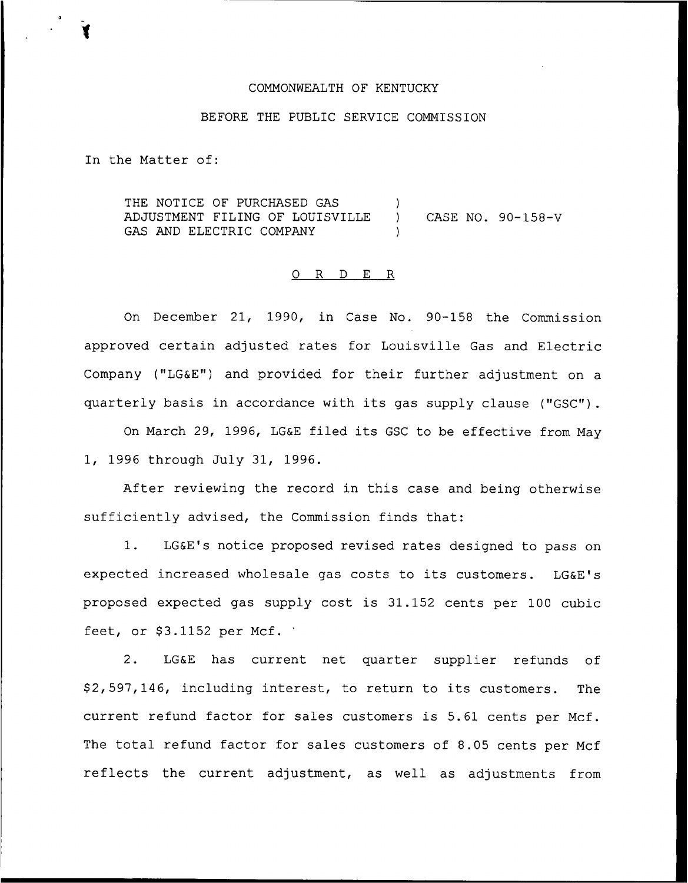COMMONWEALTH OF KENTUCKY

BEFORE THE PUBLIC SERVICE COMMISSION

In the Matter of:

THE NOTICE OF PURCHASED GAS ADJUSTMENT FILING OF LOUISVILLE GAS AND ELECTRIC COMPANY ) CASE NO. 90-158-V

O R D E R

On December 21, 1990, in Case No. 90-158 the Commission approved certain adjusted rates for Louisville Gas and Electric Company ("LG&E") and provided for their further adjustment on a quarterly basis in accordance with its gas supply clause ("GSC").

On March 29, 1996, LG&E filed its GSC to be effective from May 1, 1996 through July 31, 1996.

After reviewing the record in this case and being otherwise sufficiently advised, the Commission finds that:

1. LG&E's notice proposed revised rates designed to pass on expected increased wholesale gas costs to its customers. LG&E's proposed expected gas supply cost is 31.152 cents per 100 cubic feet, or $3.1152 per Mcf.

2. LG&E has current net quarter supplier refunds of $2,597,146, including interest, to return to its customers. The current refund factor for sales customers is 5.61 cents per Mcf. The total refund factor for sales customers of 8.05 cents per Mcf reflects the current adjustment, as well as adjustments from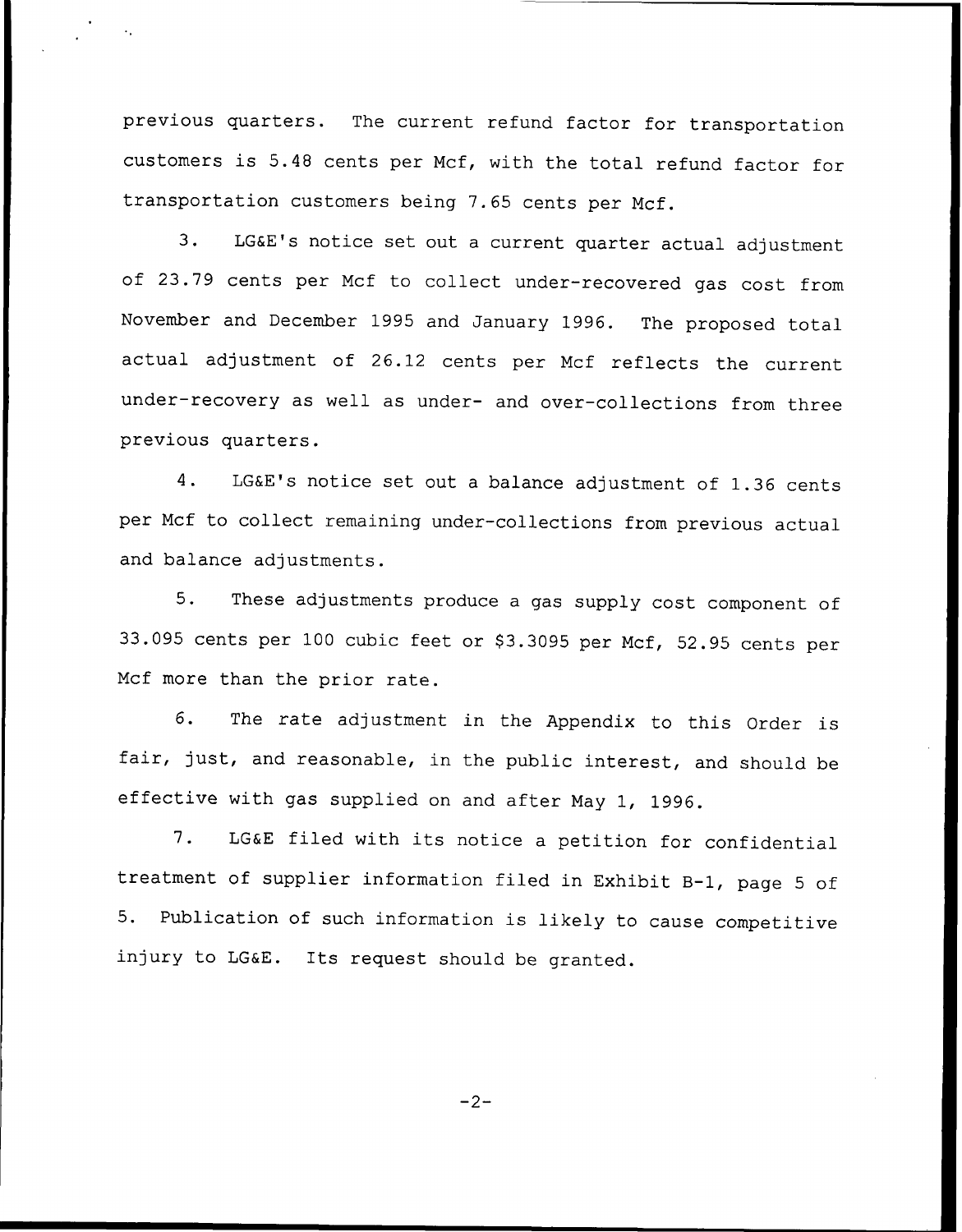previous quarters. The current refund factor for transportation customers is 5.48 cents per Mcf, with the total refund factor for transportation customers being 7.65 cents per Mcf.

3. LG&E's notice set out a current quarter actual adjustment of 23.79 cents per Mcf to collect under-recovered gas cost from November and December 1995 and January 1996. The proposed total actual adjustment of 26.12 cents per Mcf reflects the current under-recovery as well as under- and over-collections from three previous quarters.

4. LG&E's notice set out a balance adjustment of 1.36 cents per Mcf to collect remaining under-collections from previous actual and balance adjustments.

5. These adjustments produce a gas supply cost component of 33.095 cents per 100 cubic feet or $3.3095 per Mcf, 52.95 cents per Mcf more than the prior rate.

6. The rate adjustment in the Appendix to this Order is fair, just, and reasonable, in the public interest, and should be effective with gas supplied on and after May 1, 1996.

7. LG&E filed with its notice a petition for confidential treatment of supplier information filed in Exhibit B-1, page 5 of 5. Publication of such information is likely to cause competitive injury to LG&E. Its request should be granted.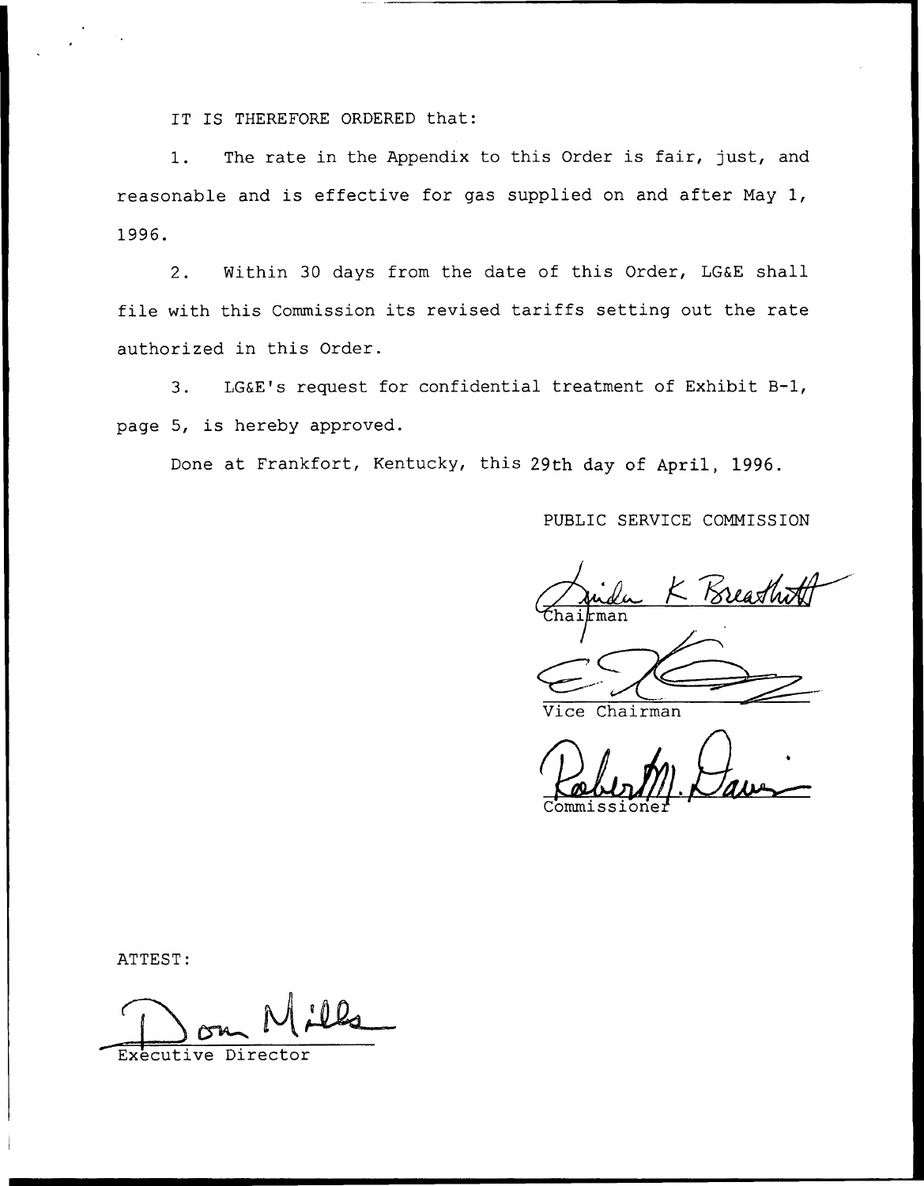IT IS THEREFORE ORDERED that:

1. The rate in the Appendix to this Order is fair, just, and reasonable and is effective for gas supplied on and after May 1, 1996.

2. Within 30 days from the date of this Order, LG&E shall file with this Commission its revised tariffs setting out the rate authorized in this Order.

3. LG&E's request for confidential treatment of Exhibit B-1, page 5, is hereby approved.

Done at Frankfort, Kentucky, this 29th day of April, 1996.

PUBLIC SERVICE COMMISSION

Linda K Breathitt
Chairman

Vice Chairman

Robert M. Davis
Commissioner

ATTEST:

Don Mills
Executive Director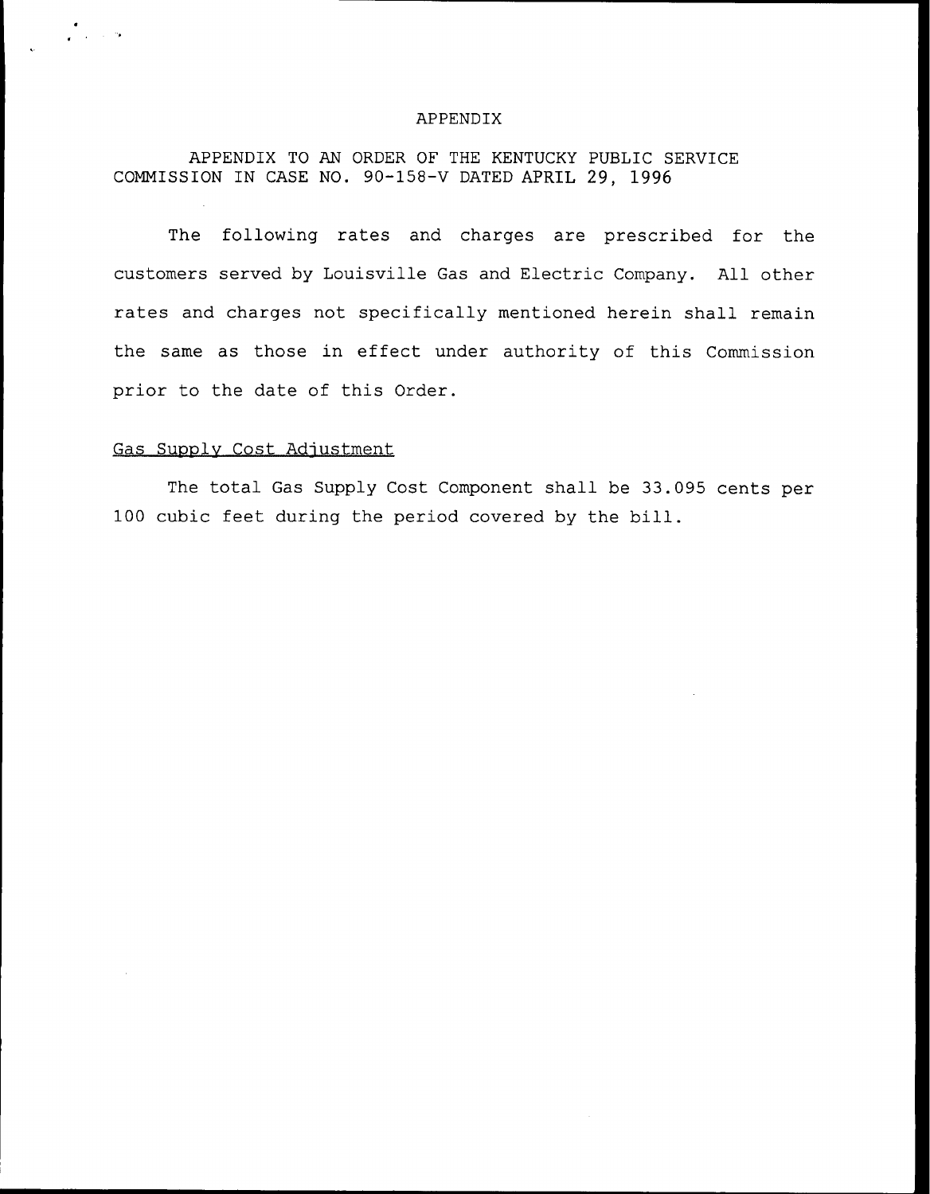# APPENDIX

APPENDIX TO AN ORDER OF THE KENTUCKY PUBLIC SERVICE COMMISSION IN CASE NO. 90-158-V DATED APRIL 29, 1996

The following rates and charges are prescribed for the customers served by Louisville Gas and Electric Company. All other rates and charges not specifically mentioned herein shall remain the same as those in effect under authority of this Commission prior to the date of this Order.

## Gas Supply Cost Adjustment

The total Gas Supply Cost Component shall be 33.095 cents per 100 cubic feet during the period covered by the bill.